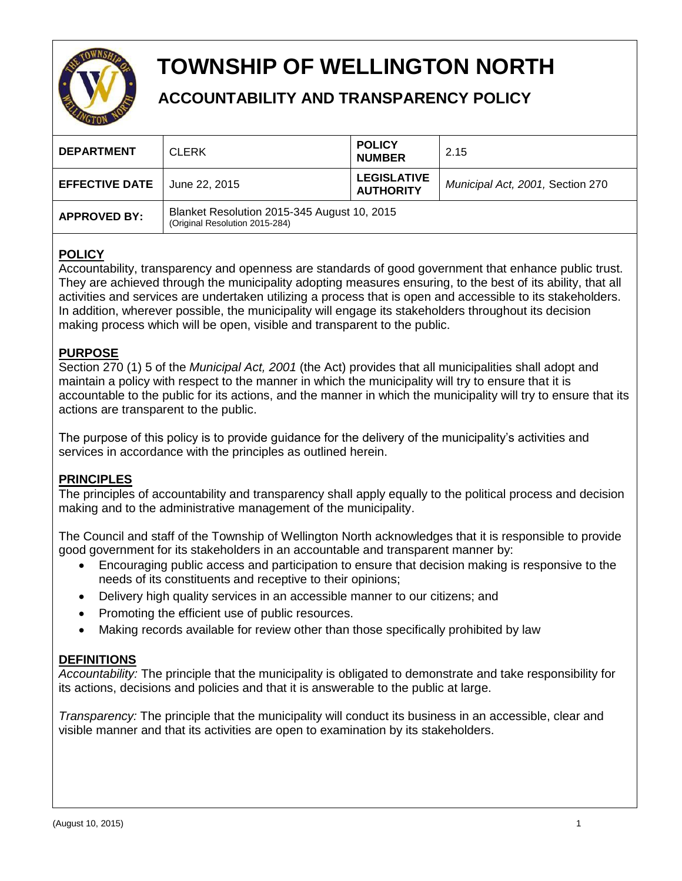# TOWNSHIP OF WELLINGTON NORTH

## ACCOUNTABILITY AND TRANSPARENCY POLICY

| **DEPARTMENT** | CLERK | **POLICY NUMBER** | 2.15 |
|---|---|---|---|
| **EFFECTIVE DATE** | June 22, 2015 | **LEGISLATIVE AUTHORITY** | *Municipal Act, 2001,* Section 270 |
| **APPROVED BY:** | Blanket Resolution 2015-345 August 10, 2015 (Original Resolution 2015-284) | | |

### POLICY

Accountability, transparency and openness are standards of good government that enhance public trust. They are achieved through the municipality adopting measures ensuring, to the best of its ability, that all activities and services are undertaken utilizing a process that is open and accessible to its stakeholders. In addition, wherever possible, the municipality will engage its stakeholders throughout its decision making process which will be open, visible and transparent to the public.

### PURPOSE

Section 270 (1) 5 of the *Municipal Act, 2001* (the Act) provides that all municipalities shall adopt and maintain a policy with respect to the manner in which the municipality will try to ensure that it is accountable to the public for its actions, and the manner in which the municipality will try to ensure that its actions are transparent to the public.

The purpose of this policy is to provide guidance for the delivery of the municipality's activities and services in accordance with the principles as outlined herein.

### PRINCIPLES

The principles of accountability and transparency shall apply equally to the political process and decision making and to the administrative management of the municipality.

The Council and staff of the Township of Wellington North acknowledges that it is responsible to provide good government for its stakeholders in an accountable and transparent manner by:

- Encouraging public access and participation to ensure that decision making is responsive to the needs of its constituents and receptive to their opinions;
- Delivery high quality services in an accessible manner to our citizens; and
- Promoting the efficient use of public resources.
- Making records available for review other than those specifically prohibited by law

### DEFINITIONS

*Accountability:* The principle that the municipality is obligated to demonstrate and take responsibility for its actions, decisions and policies and that it is answerable to the public at large.

*Transparency:* The principle that the municipality will conduct its business in an accessible, clear and visible manner and that its activities are open to examination by its stakeholders.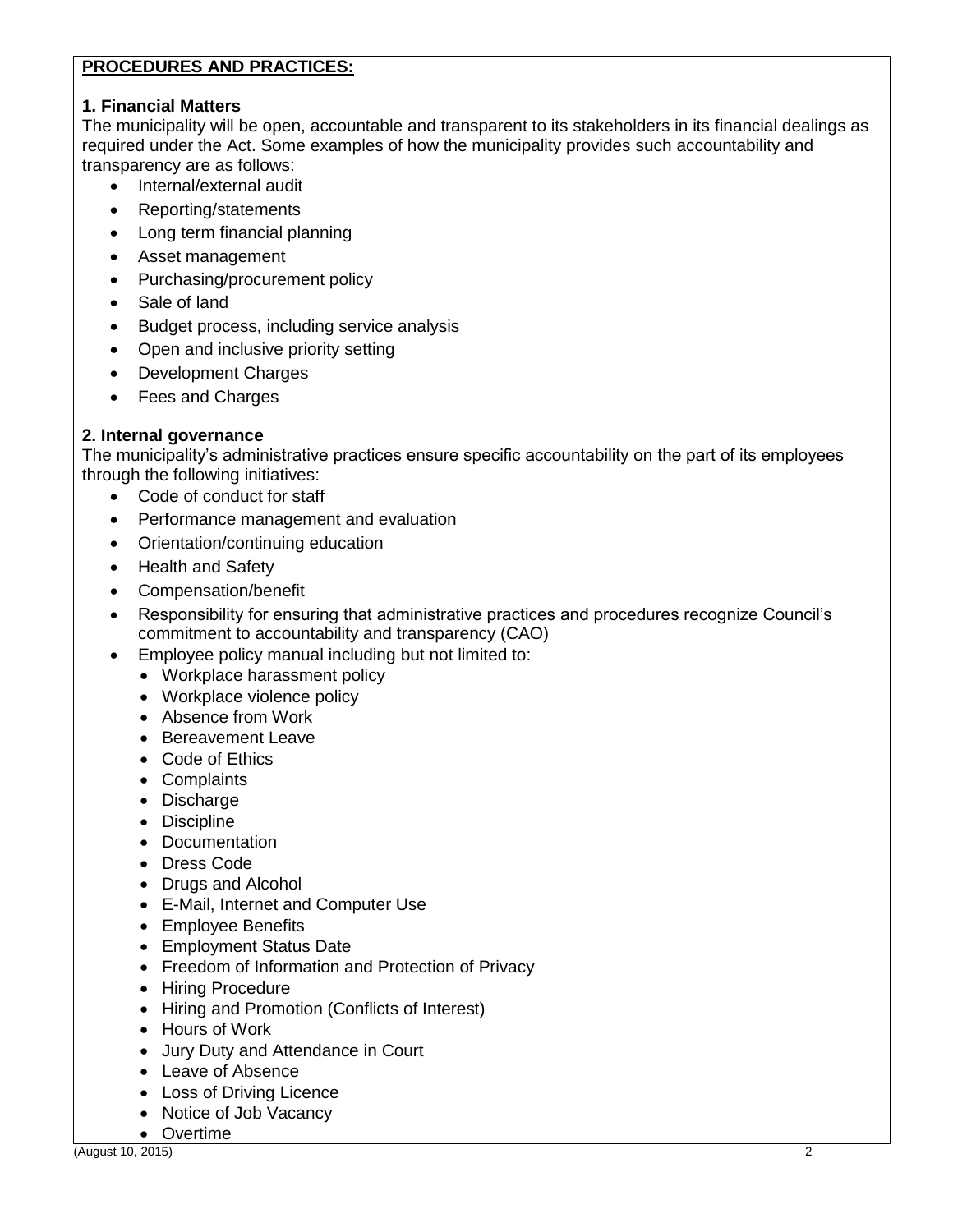**PROCEDURES AND PRACTICES:**

**1. Financial Matters**

The municipality will be open, accountable and transparent to its stakeholders in its financial dealings as required under the Act. Some examples of how the municipality provides such accountability and transparency are as follows:

- Internal/external audit
- Reporting/statements
- Long term financial planning
- Asset management
- Purchasing/procurement policy
- Sale of land
- Budget process, including service analysis
- Open and inclusive priority setting
- Development Charges
- Fees and Charges

**2. Internal governance**

The municipality's administrative practices ensure specific accountability on the part of its employees through the following initiatives:

- Code of conduct for staff
- Performance management and evaluation
- Orientation/continuing education
- Health and Safety
- Compensation/benefit
- Responsibility for ensuring that administrative practices and procedures recognize Council's commitment to accountability and transparency (CAO)
- Employee policy manual including but not limited to:
  - Workplace harassment policy
  - Workplace violence policy
  - Absence from Work
  - Bereavement Leave
  - Code of Ethics
  - Complaints
  - Discharge
  - Discipline
  - Documentation
  - Dress Code
  - Drugs and Alcohol
  - E-Mail, Internet and Computer Use
  - Employee Benefits
  - Employment Status Date
  - Freedom of Information and Protection of Privacy
  - Hiring Procedure
  - Hiring and Promotion (Conflicts of Interest)
  - Hours of Work
  - Jury Duty and Attendance in Court
  - Leave of Absence
  - Loss of Driving Licence
  - Notice of Job Vacancy
  - Overtime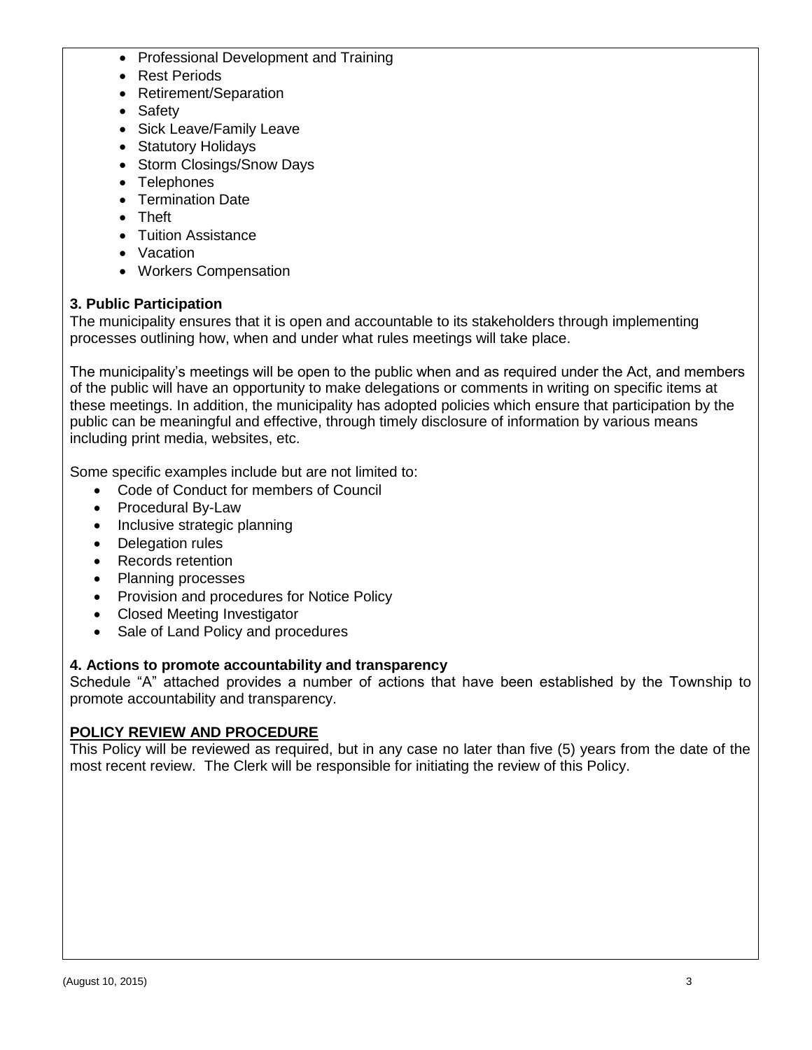- Professional Development and Training
- Rest Periods
- Retirement/Separation
- Safety
- Sick Leave/Family Leave
- Statutory Holidays
- Storm Closings/Snow Days
- Telephones
- Termination Date
- Theft
- Tuition Assistance
- Vacation
- Workers Compensation

**3. Public Participation**

The municipality ensures that it is open and accountable to its stakeholders through implementing processes outlining how, when and under what rules meetings will take place.

The municipality's meetings will be open to the public when and as required under the Act, and members of the public will have an opportunity to make delegations or comments in writing on specific items at these meetings. In addition, the municipality has adopted policies which ensure that participation by the public can be meaningful and effective, through timely disclosure of information by various means including print media, websites, etc.

Some specific examples include but are not limited to:

- Code of Conduct for members of Council
- Procedural By-Law
- Inclusive strategic planning
- Delegation rules
- Records retention
- Planning processes
- Provision and procedures for Notice Policy
- Closed Meeting Investigator
- Sale of Land Policy and procedures

**4. Actions to promote accountability and transparency**

Schedule "A" attached provides a number of actions that have been established by the Township to promote accountability and transparency.

**POLICY REVIEW AND PROCEDURE**

This Policy will be reviewed as required, but in any case no later than five (5) years from the date of the most recent review. The Clerk will be responsible for initiating the review of this Policy.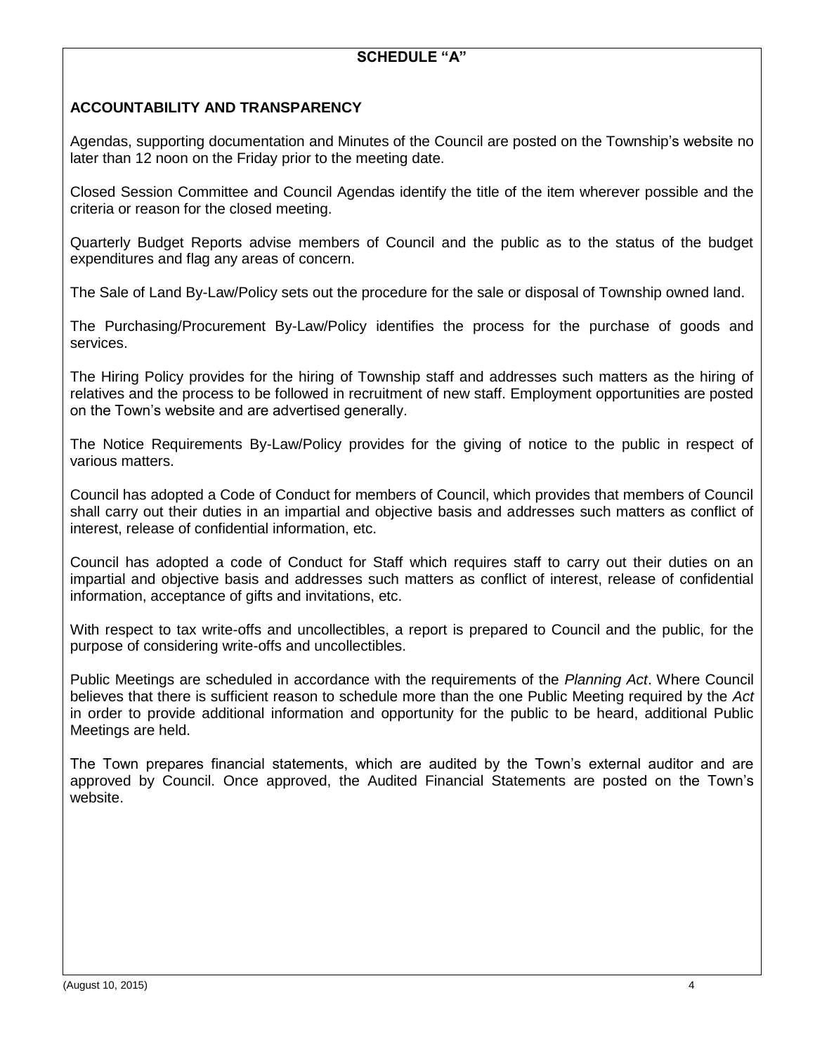## SCHEDULE "A"

### ACCOUNTABILITY AND TRANSPARENCY

Agendas, supporting documentation and Minutes of the Council are posted on the Township's website no later than 12 noon on the Friday prior to the meeting date.

Closed Session Committee and Council Agendas identify the title of the item wherever possible and the criteria or reason for the closed meeting.

Quarterly Budget Reports advise members of Council and the public as to the status of the budget expenditures and flag any areas of concern.

The Sale of Land By-Law/Policy sets out the procedure for the sale or disposal of Township owned land.

The Purchasing/Procurement By-Law/Policy identifies the process for the purchase of goods and services.

The Hiring Policy provides for the hiring of Township staff and addresses such matters as the hiring of relatives and the process to be followed in recruitment of new staff. Employment opportunities are posted on the Town's website and are advertised generally.

The Notice Requirements By-Law/Policy provides for the giving of notice to the public in respect of various matters.

Council has adopted a Code of Conduct for members of Council, which provides that members of Council shall carry out their duties in an impartial and objective basis and addresses such matters as conflict of interest, release of confidential information, etc.

Council has adopted a code of Conduct for Staff which requires staff to carry out their duties on an impartial and objective basis and addresses such matters as conflict of interest, release of confidential information, acceptance of gifts and invitations, etc.

With respect to tax write-offs and uncollectibles, a report is prepared to Council and the public, for the purpose of considering write-offs and uncollectibles.

Public Meetings are scheduled in accordance with the requirements of the *Planning Act*. Where Council believes that there is sufficient reason to schedule more than the one Public Meeting required by the *Act* in order to provide additional information and opportunity for the public to be heard, additional Public Meetings are held.

The Town prepares financial statements, which are audited by the Town's external auditor and are approved by Council. Once approved, the Audited Financial Statements are posted on the Town's website.

(August 10, 2015)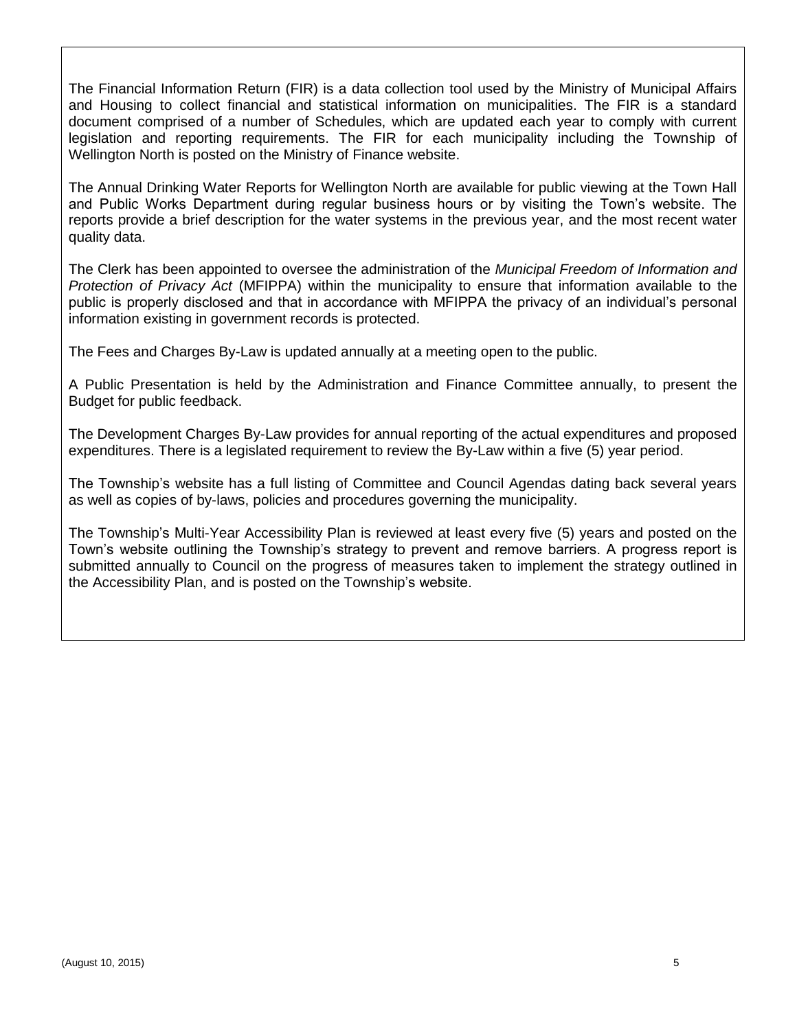The Financial Information Return (FIR) is a data collection tool used by the Ministry of Municipal Affairs and Housing to collect financial and statistical information on municipalities. The FIR is a standard document comprised of a number of Schedules, which are updated each year to comply with current legislation and reporting requirements. The FIR for each municipality including the Township of Wellington North is posted on the Ministry of Finance website.

The Annual Drinking Water Reports for Wellington North are available for public viewing at the Town Hall and Public Works Department during regular business hours or by visiting the Town's website. The reports provide a brief description for the water systems in the previous year, and the most recent water quality data.

The Clerk has been appointed to oversee the administration of the *Municipal Freedom of Information and Protection of Privacy Act* (MFIPPA) within the municipality to ensure that information available to the public is properly disclosed and that in accordance with MFIPPA the privacy of an individual's personal information existing in government records is protected.

The Fees and Charges By-Law is updated annually at a meeting open to the public.

A Public Presentation is held by the Administration and Finance Committee annually, to present the Budget for public feedback.

The Development Charges By-Law provides for annual reporting of the actual expenditures and proposed expenditures. There is a legislated requirement to review the By-Law within a five (5) year period.

The Township's website has a full listing of Committee and Council Agendas dating back several years as well as copies of by-laws, policies and procedures governing the municipality.

The Township's Multi-Year Accessibility Plan is reviewed at least every five (5) years and posted on the Town's website outlining the Township's strategy to prevent and remove barriers. A progress report is submitted annually to Council on the progress of measures taken to implement the strategy outlined in the Accessibility Plan, and is posted on the Township's website.